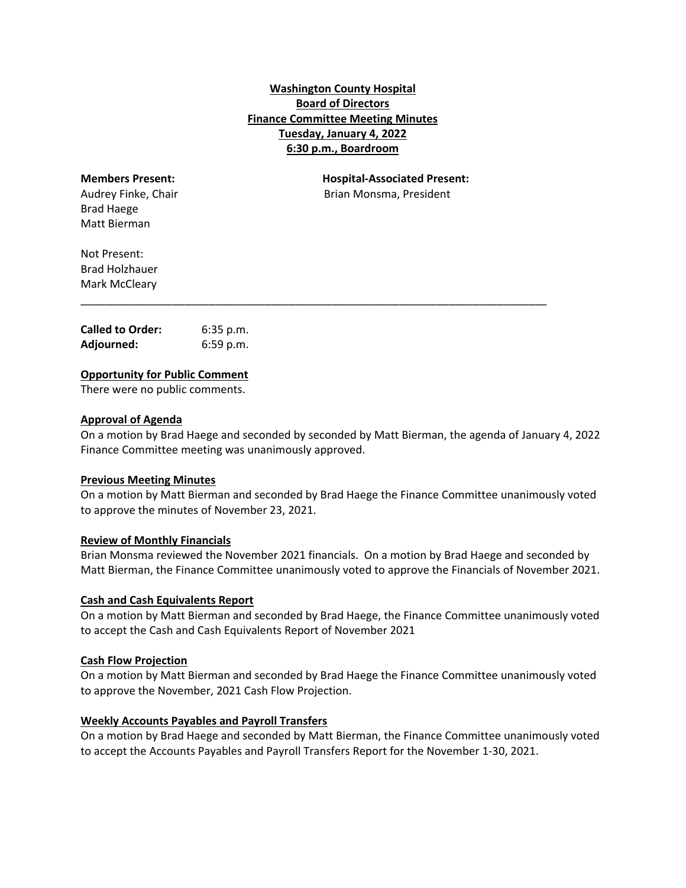**Washington County Hospital**
**Board of Directors**
**Finance Committee Meeting Minutes**
**Tuesday, January 4, 2022**
**6:30 p.m., Boardroom**

**Members Present:**
Audrey Finke, Chair
Brad Haege
Matt Bierman

**Hospital-Associated Present:**
Brian Monsma, President

Not Present:
Brad Holzhauer
Mark McCleary

---

**Called to Order:** 6:35 p.m.
**Adjourned:** 6:59 p.m.

**Opportunity for Public Comment**

There were no public comments.

**Approval of Agenda**

On a motion by Brad Haege and seconded by seconded by Matt Bierman, the agenda of January 4, 2022 Finance Committee meeting was unanimously approved.

**Previous Meeting Minutes**

On a motion by Matt Bierman and seconded by Brad Haege the Finance Committee unanimously voted to approve the minutes of November 23, 2021.

**Review of Monthly Financials**

Brian Monsma reviewed the November 2021 financials. On a motion by Brad Haege and seconded by Matt Bierman, the Finance Committee unanimously voted to approve the Financials of November 2021.

**Cash and Cash Equivalents Report**

On a motion by Matt Bierman and seconded by Brad Haege, the Finance Committee unanimously voted to accept the Cash and Cash Equivalents Report of November 2021

**Cash Flow Projection**

On a motion by Matt Bierman and seconded by Brad Haege the Finance Committee unanimously voted to approve the November, 2021 Cash Flow Projection.

**Weekly Accounts Payables and Payroll Transfers**

On a motion by Brad Haege and seconded by Matt Bierman, the Finance Committee unanimously voted to accept the Accounts Payables and Payroll Transfers Report for the November 1-30, 2021.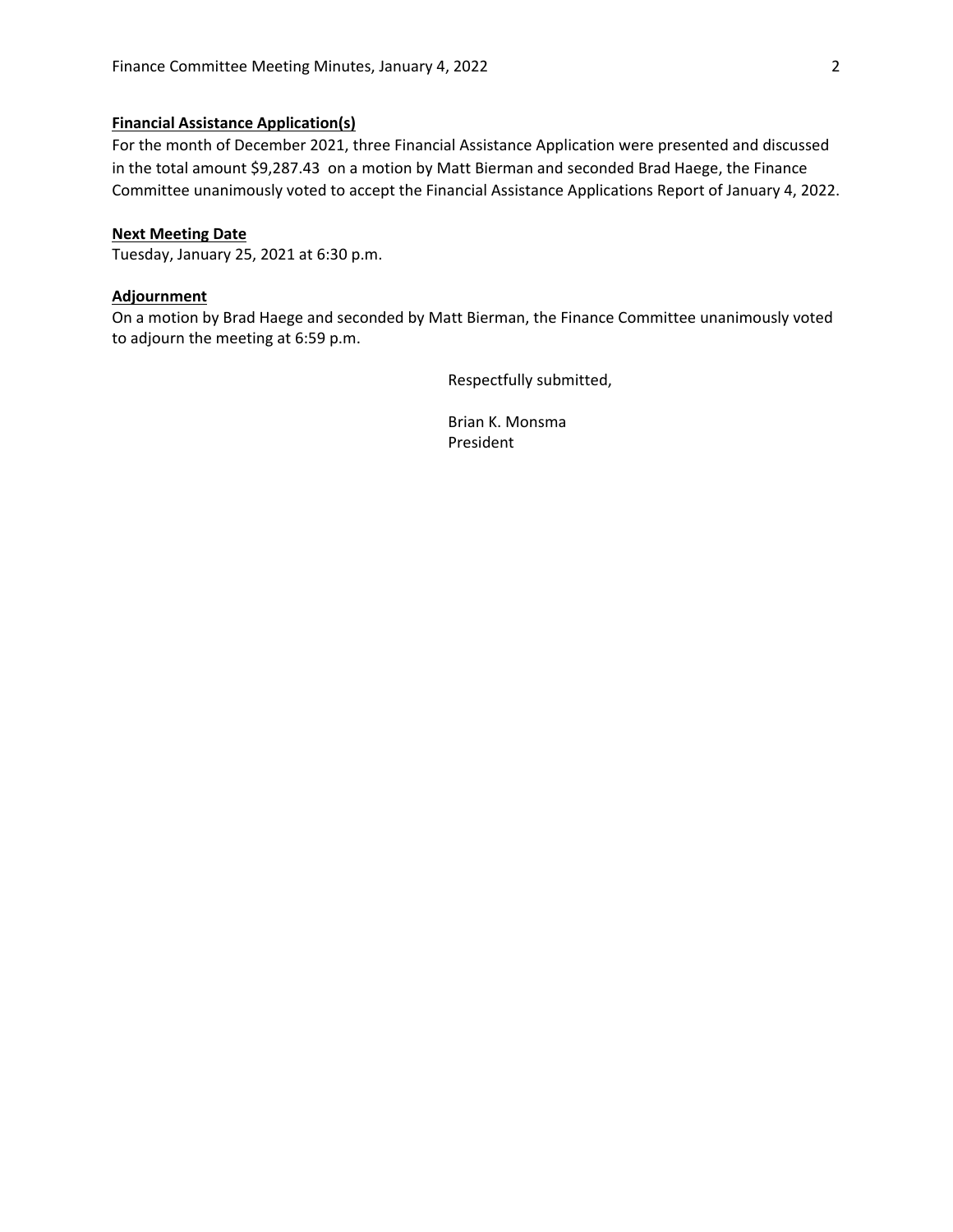**Financial Assistance Application(s)**

For the month of December 2021, three Financial Assistance Application were presented and discussed in the total amount $9,287.43 on a motion by Matt Bierman and seconded Brad Haege, the Finance Committee unanimously voted to accept the Financial Assistance Applications Report of January 4, 2022.

**Next Meeting Date**

Tuesday, January 25, 2021 at 6:30 p.m.

**Adjournment**

On a motion by Brad Haege and seconded by Matt Bierman, the Finance Committee unanimously voted to adjourn the meeting at 6:59 p.m.

Respectfully submitted,

Brian K. Monsma
President